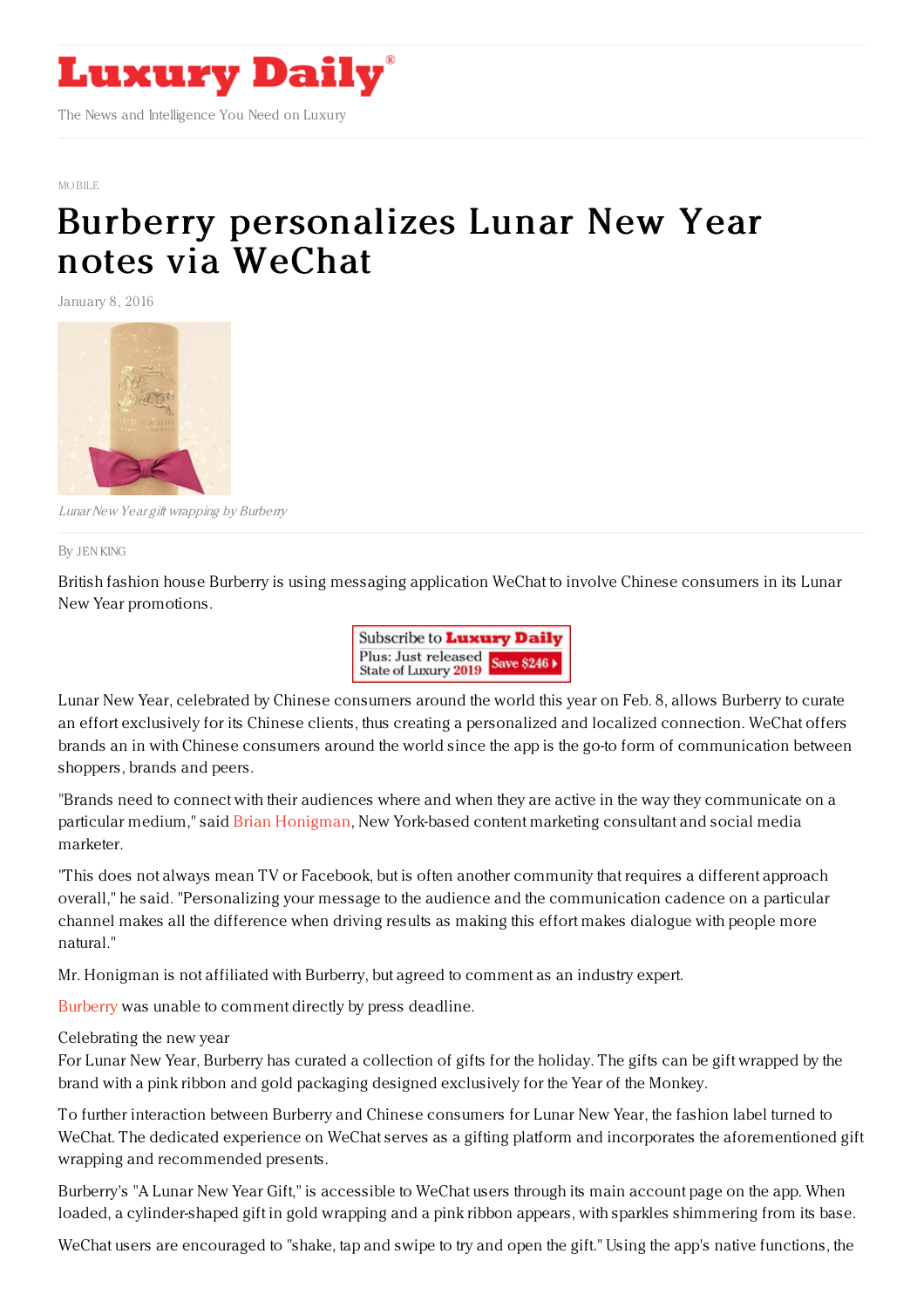# Luxury Daily

The News and Intelligence You Need on Luxury

MOBILE

# Burberry personalizes Lunar New Year notes via WeChat

January 8, 2016

*Lunar New Year gift wrapping by Burberry*

By JEN KING

British fashion house Burberry is using messaging application WeChat to involve Chinese consumers in its Lunar New Year promotions.

Lunar New Year, celebrated by Chinese consumers around the world this year on Feb. 8, allows Burberry to curate an effort exclusively for its Chinese clients, thus creating a personalized and localized connection. WeChat offers brands an in with Chinese consumers around the world since the app is the go-to form of communication between shoppers, brands and peers.

"Brands need to connect with their audiences where and when they are active in the way they communicate on a particular medium," said Brian Honigman, New York-based content marketing consultant and social media marketer.

"This does not always mean TV or Facebook, but is often another community that requires a different approach overall," he said. "Personalizing your message to the audience and the communication cadence on a particular channel makes all the difference when driving results as making this effort makes dialogue with people more natural."

Mr. Honigman is not affiliated with Burberry, but agreed to comment as an industry expert.

Burberry was unable to comment directly by press deadline.

Celebrating the new year

For Lunar New Year, Burberry has curated a collection of gifts for the holiday. The gifts can be gift wrapped by the brand with a pink ribbon and gold packaging designed exclusively for the Year of the Monkey.

To further interaction between Burberry and Chinese consumers for Lunar New Year, the fashion label turned to WeChat. The dedicated experience on WeChat serves as a gifting platform and incorporates the aforementioned gift wrapping and recommended presents.

Burberry's "A Lunar New Year Gift," is accessible to WeChat users through its main account page on the app. When loaded, a cylinder-shaped gift in gold wrapping and a pink ribbon appears, with sparkles shimmering from its base.

WeChat users are encouraged to "shake, tap and swipe to try and open the gift." Using the app's native functions, the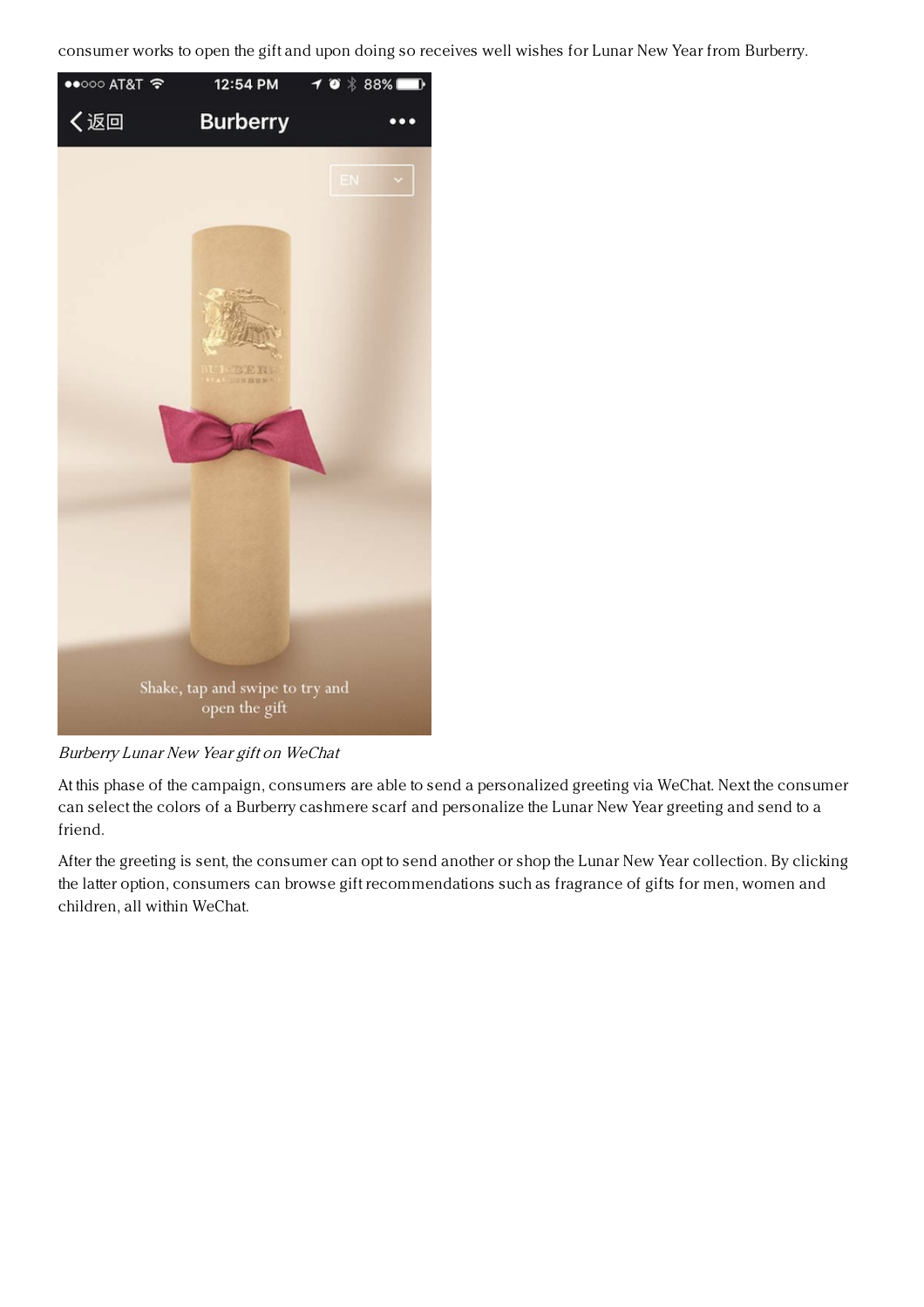consumer works to open the gift and upon doing so receives well wishes for Lunar New Year from Burberry.

*Burberry Lunar New Year gift on WeChat*

At this phase of the campaign, consumers are able to send a personalized greeting via WeChat. Next the consumer can select the colors of a Burberry cashmere scarf and personalize the Lunar New Year greeting and send to a friend.

After the greeting is sent, the consumer can opt to send another or shop the Lunar New Year collection. By clicking the latter option, consumers can browse gift recommendations such as fragrance of gifts for men, women and children, all within WeChat.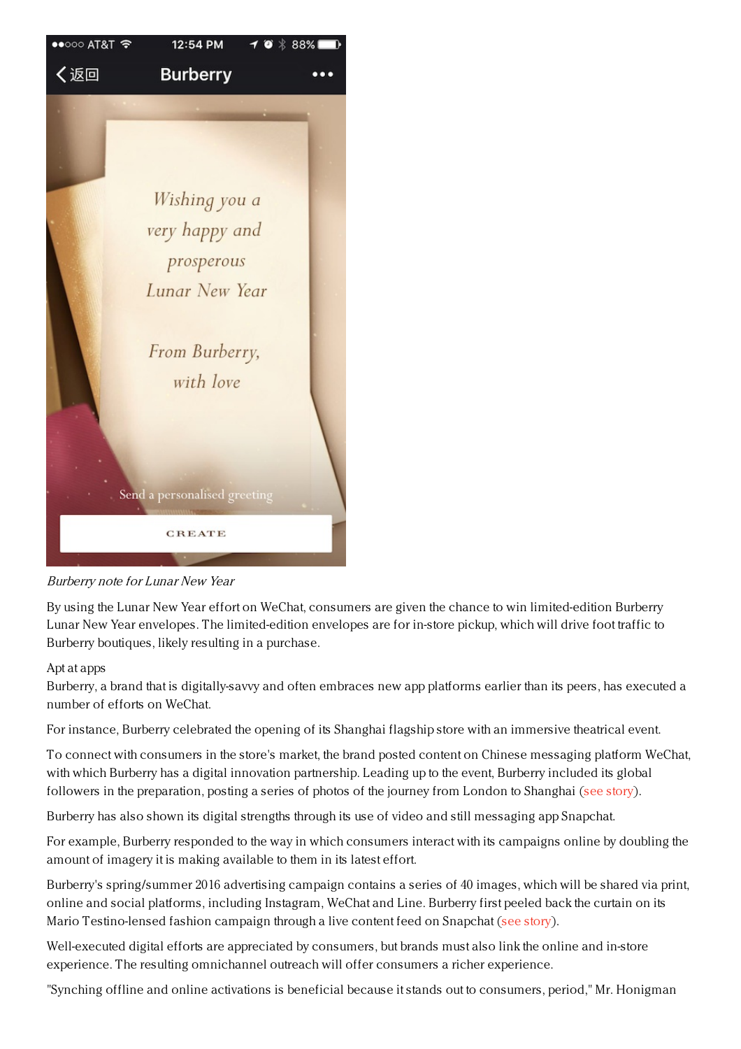*Burberry note for Lunar New Year*

By using the Lunar New Year effort on WeChat, consumers are given the chance to win limited-edition Burberry Lunar New Year envelopes. The limited-edition envelopes are for in-store pickup, which will drive foot traffic to Burberry boutiques, likely resulting in a purchase.

Apt at apps

Burberry, a brand that is digitally-savvy and often embraces new app platforms earlier than its peers, has executed a number of efforts on WeChat.

For instance, Burberry celebrated the opening of its Shanghai flagship store with an immersive theatrical event.

To connect with consumers in the store's market, the brand posted content on Chinese messaging platform WeChat, with which Burberry has a digital innovation partnership. Leading up to the event, Burberry included its global followers in the preparation, posting a series of photos of the journey from London to Shanghai (see story).

Burberry has also shown its digital strengths through its use of video and still messaging app Snapchat.

For example, Burberry responded to the way in which consumers interact with its campaigns online by doubling the amount of imagery it is making available to them in its latest effort.

Burberry's spring/summer 2016 advertising campaign contains a series of 40 images, which will be shared via print, online and social platforms, including Instagram, WeChat and Line. Burberry first peeled back the curtain on its Mario Testino-lensed fashion campaign through a live content feed on Snapchat (see story).

Well-executed digital efforts are appreciated by consumers, but brands must also link the online and in-store experience. The resulting omnichannel outreach will offer consumers a richer experience.

"Synching offline and online activations is beneficial because it stands out to consumers, period," Mr. Honigman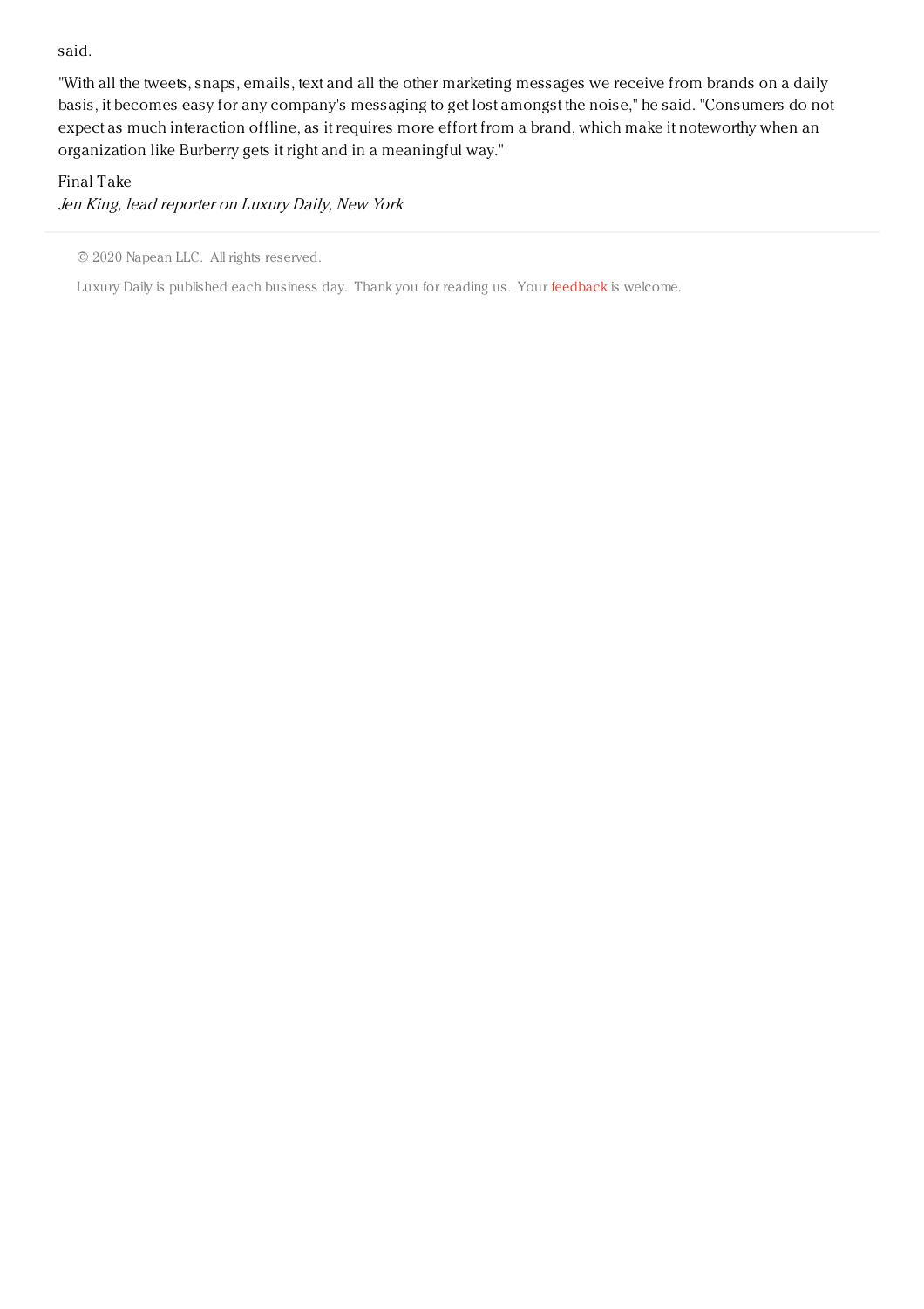said.

"With all the tweets, snaps, emails, text and all the other marketing messages we receive from brands on a daily basis, it becomes easy for any company's messaging to get lost amongst the noise," he said. "Consumers do not expect as much interaction offline, as it requires more effort from a brand, which make it noteworthy when an organization like Burberry gets it right and in a meaningful way."

Final Take

*Jen King, lead reporter on Luxury Daily, New York*

© 2020 Napean LLC. All rights reserved.

Luxury Daily is published each business day. Thank you for reading us. Your feedback is welcome.